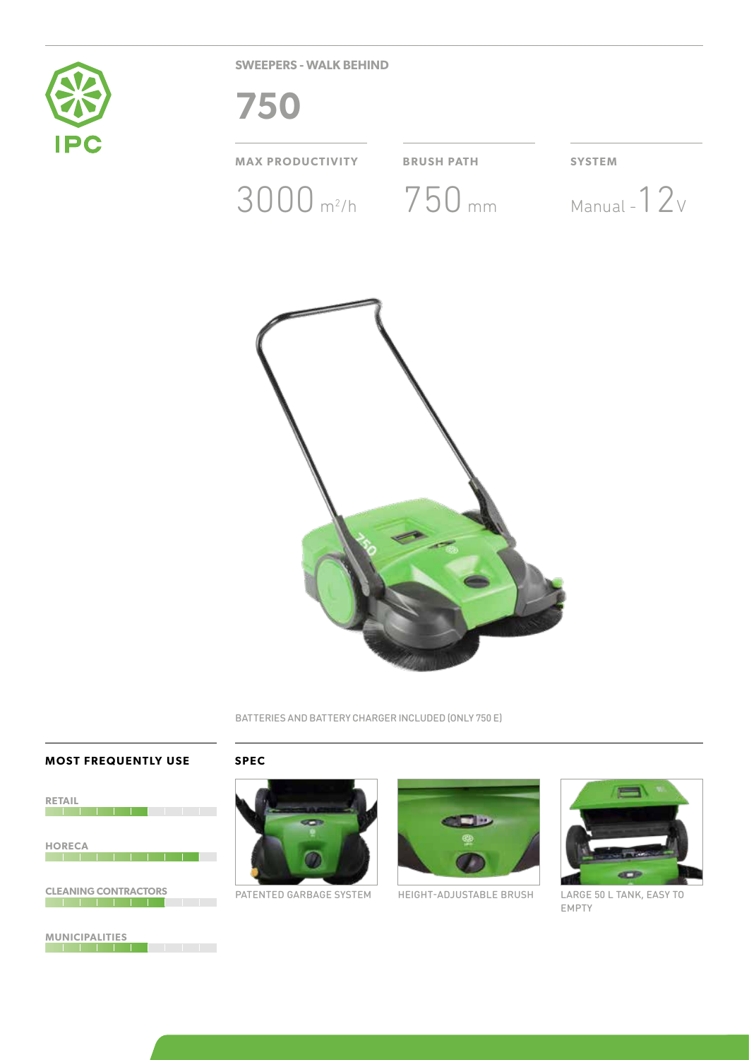IPC

SWEEPERS - WALK BEHIND

# 750

| MAX PRODUCTIVITY | BRUSH PATH | SYSTEM |
|---|---|---|
| 3000 $m^2/h$ | 750 mm | Manual - 12 V |

BATTERIES AND BATTERY CHARGER INCLUDED (ONLY 750 E)

## MOST FREQUENTLY USE

RETAIL

HORECA

CLEANING CONTRACTORS

MUNICIPALITIES

## SPEC

PATENTED GARBAGE SYSTEM

HEIGHT-ADJUSTABLE BRUSH

LARGE 50 L TANK, EASY TO EMPTY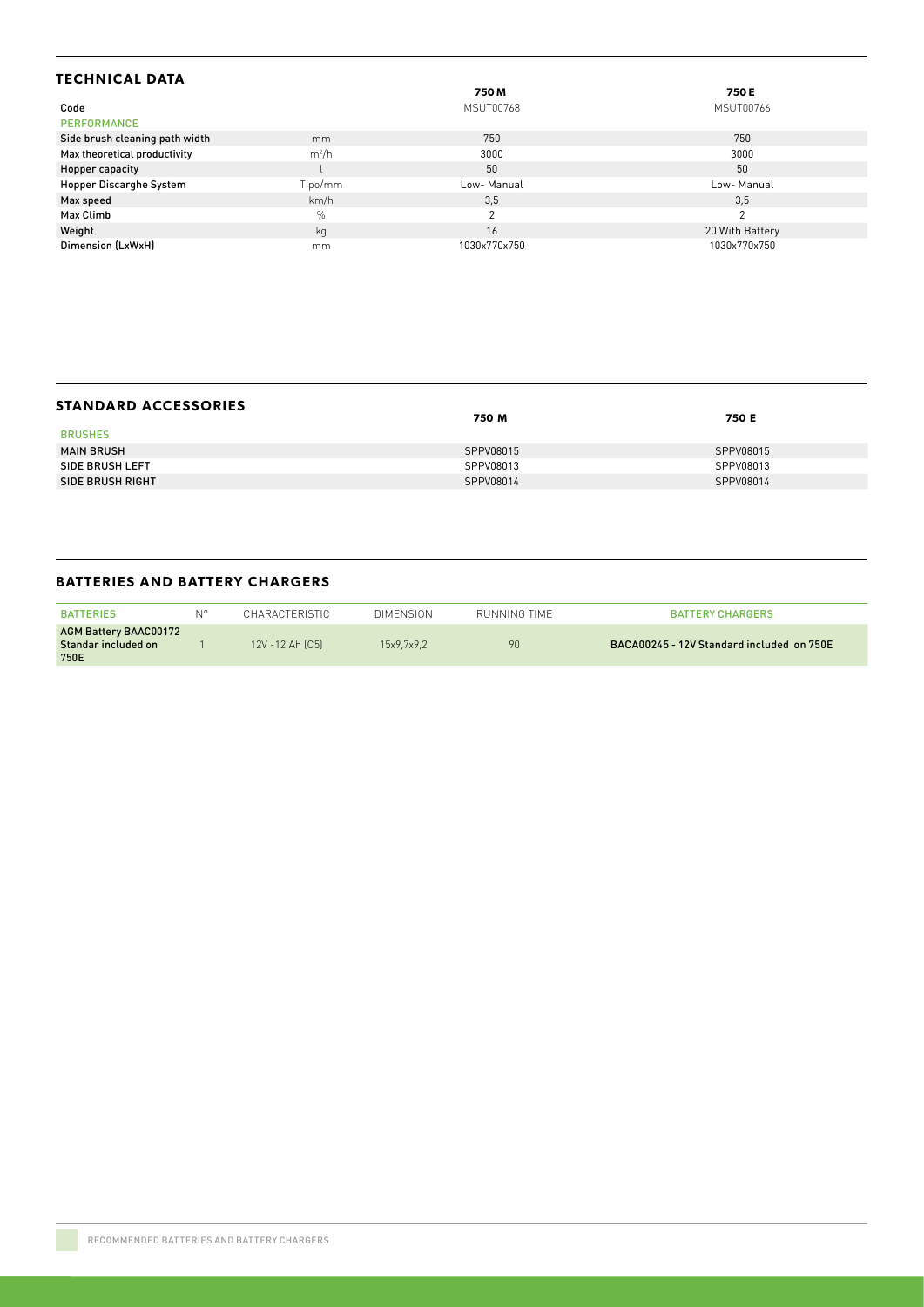## TECHNICAL DATA

| | | 750 M | 750 E |
|---|---|---|---|
| Code | | MSUT00768 | MSUT00766 |
| PERFORMANCE | | | |
| Side brush cleaning path width | mm | 750 | 750 |
| Max theoretical productivity | $m^2/h$ | 3000 | 3000 |
| Hopper capacity | l | 50 | 50 |
| Hopper Discarghe System | Tipo/mm | Low- Manual | Low- Manual |
| Max speed | km/h | 3,5 | 3,5 |
| Max Climb | % | 2 | 2 |
| Weight | kg | 16 | 20 With Battery |
| Dimension (LxWxH) | mm | 1030x770x750 | 1030x770x750 |

## STANDARD ACCESSORIES

| | 750 M | 750 E |
|---|---|---|
| BRUSHES | | |
| MAIN BRUSH | SPPV08015 | SPPV08015 |
| SIDE BRUSH LEFT | SPPV08013 | SPPV08013 |
| SIDE BRUSH RIGHT | SPPV08014 | SPPV08014 |

## BATTERIES AND BATTERY CHARGERS

| BATTERIES | N° | CHARACTERISTIC | DIMENSION | RUNNING TIME | BATTERY CHARGERS |
|---|---|---|---|---|---|
| AGM Battery BAAC00172 Standar included on 750E | 1 | 12V -12 Ah (C5) | 15x9,7x9,2 | 90 | BACA00245 - 12V Standard included on 750E |

RECOMMENDED BATTERIES AND BATTERY CHARGERS